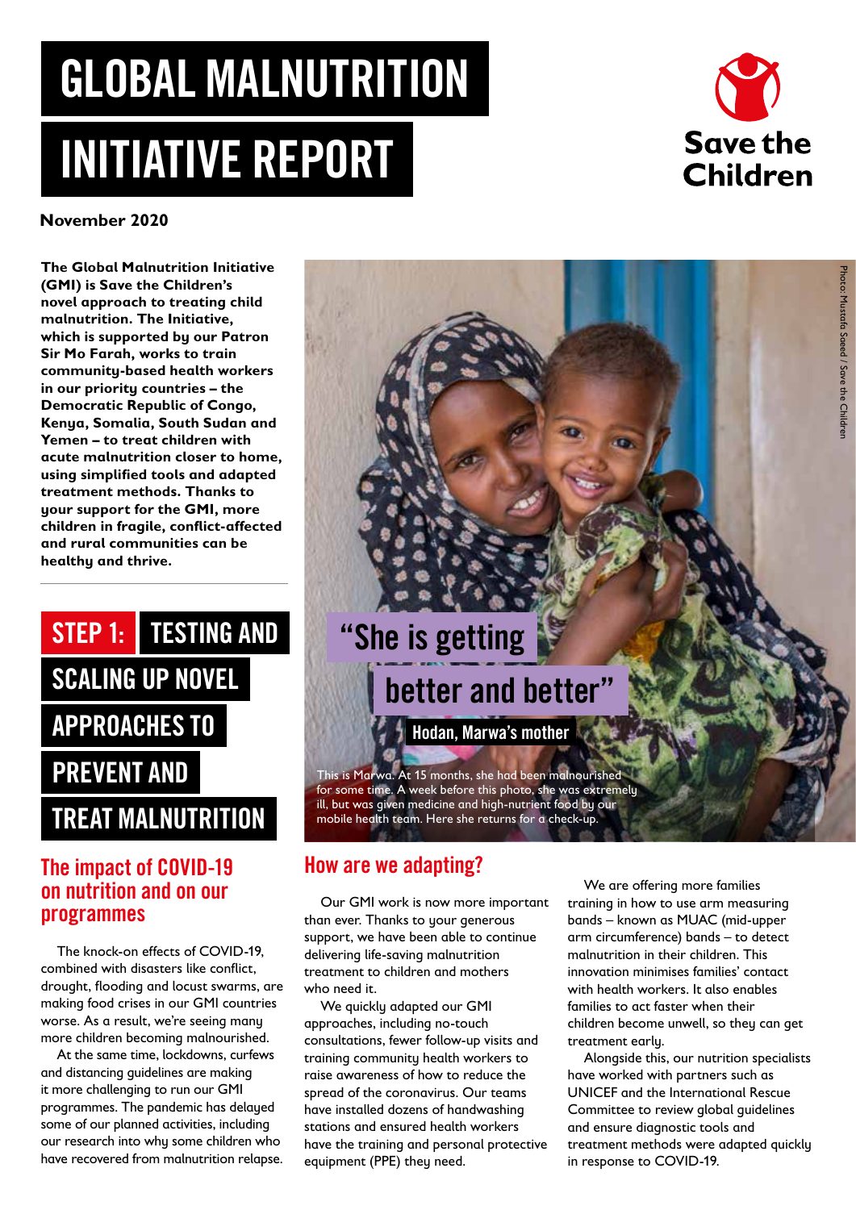# GLOBAL MALNUTRITION INITIATIVE REPORT

Save the Children

**November 2020**

**The Global Malnutrition Initiative (GMI) is Save the Children's novel approach to treating child malnutrition. The Initiative, which is supported by our Patron Sir Mo Farah, works to train community-based health workers in our priority countries – the Democratic Republic of Congo, Kenya, Somalia, South Sudan and Yemen – to treat children with acute malnutrition closer to home, using simplified tools and adapted treatment methods. Thanks to your support for the GMI, more children in fragile, conflict-affected and rural communities can be healthy and thrive.**

"She is getting better and better"

Hodan, Marwa's mother

This is Marwa. At 15 months, she had been malnourished for some time. A week before this photo, she was extremely ill, but was given medicine and high-nutrient food by our mobile health team. Here she returns for a check-up.

Photo: Mustafa Saeed / Save the Children

## STEP 1: TESTING AND SCALING UP NOVEL APPROACHES TO PREVENT AND TREAT MALNUTRITION

### The impact of COVID-19 on nutrition and on our programmes

The knock-on effects of COVID-19, combined with disasters like conflict, drought, flooding and locust swarms, are making food crises in our GMI countries worse. As a result, we're seeing many more children becoming malnourished.

At the same time, lockdowns, curfews and distancing guidelines are making it more challenging to run our GMI programmes. The pandemic has delayed some of our planned activities, including our research into why some children who have recovered from malnutrition relapse.

### How are we adapting?

Our GMI work is now more important than ever. Thanks to your generous support, we have been able to continue delivering life-saving malnutrition treatment to children and mothers who need it.

We quickly adapted our GMI approaches, including no-touch consultations, fewer follow-up visits and training community health workers to raise awareness of how to reduce the spread of the coronavirus. Our teams have installed dozens of handwashing stations and ensured health workers have the training and personal protective equipment (PPE) they need.

We are offering more families training in how to use arm measuring bands – known as MUAC (mid-upper arm circumference) bands – to detect malnutrition in their children. This innovation minimises families' contact with health workers. It also enables families to act faster when their children become unwell, so they can get treatment early.

Alongside this, our nutrition specialists have worked with partners such as UNICEF and the International Rescue Committee to review global guidelines and ensure diagnostic tools and treatment methods were adapted quickly in response to COVID-19.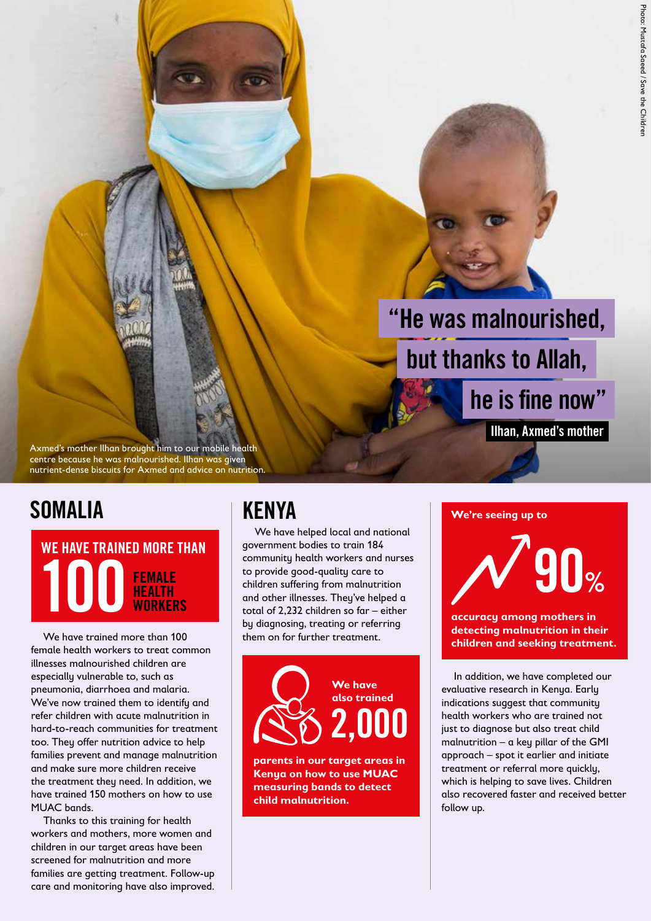> "He was malnourished, but thanks to Allah, he is fine now"
>
> **Ilhan, Axmed's mother**

Axmed's mother Ilhan brought him to our mobile health centre because he was malnourished. Ilhan was given nutrient-dense biscuits for Axmed and advice on nutrition.

Photo: Mustafa Saeed / Save the Children

## SOMALIA

**WE HAVE TRAINED MORE THAN 100 FEMALE HEALTH WORKERS**

We have trained more than 100 female health workers to treat common illnesses malnourished children are especially vulnerable to, such as pneumonia, diarrhoea and malaria. We've now trained them to identify and refer children with acute malnutrition in hard-to-reach communities for treatment too. They offer nutrition advice to help families prevent and manage malnutrition and make sure more children receive the treatment they need. In addition, we have trained 150 mothers on how to use MUAC bands.

Thanks to this training for health workers and mothers, more women and children in our target areas have been screened for malnutrition and more families are getting treatment. Follow-up care and monitoring have also improved.

## KENYA

We have helped local and national government bodies to train 184 community health workers and nurses to provide good-quality care to children suffering from malnutrition and other illnesses. They've helped a total of 2,232 children so far – either by diagnosing, treating or referring them on for further treatment.

**We have also trained 2,000 parents in our target areas in Kenya on how to use MUAC measuring bands to detect child malnutrition.**

**We're seeing up to 90% accuracy among mothers in detecting malnutrition in their children and seeking treatment.**

In addition, we have completed our evaluative research in Kenya. Early indications suggest that community health workers who are trained not just to diagnose but also treat child malnutrition – a key pillar of the GMI approach – spot it earlier and initiate treatment or referral more quickly, which is helping to save lives. Children also recovered faster and received better follow up.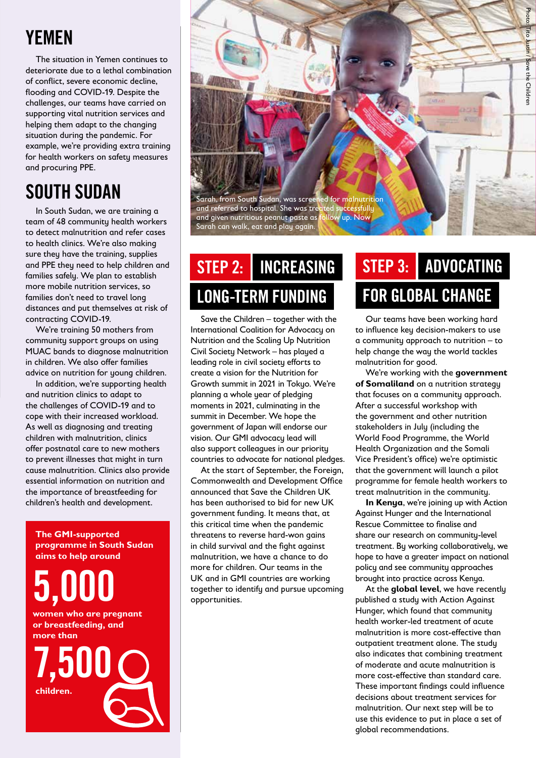## YEMEN

The situation in Yemen continues to deteriorate due to a lethal combination of conflict, severe economic decline, flooding and COVID-19. Despite the challenges, our teams have carried on supporting vital nutrition services and helping them adapt to the changing situation during the pandemic. For example, we're providing extra training for health workers on safety measures and procuring PPE.

## SOUTH SUDAN

In South Sudan, we are training a team of 48 community health workers to detect malnutrition and refer cases to health clinics. We're also making sure they have the training, supplies and PPE they need to help children and families safely. We plan to establish more mobile nutrition services, so families don't need to travel long distances and put themselves at risk of contracting COVID-19.

We're training 50 mothers from community support groups on using MUAC bands to diagnose malnutrition in children. We also offer families advice on nutrition for young children.

In addition, we're supporting health and nutrition clinics to adapt to the challenges of COVID-19 and to cope with their increased workload. As well as diagnosing and treating children with malnutrition, clinics offer postnatal care to new mothers to prevent illnesses that might in turn cause malnutrition. Clinics also provide essential information on nutrition and the importance of breastfeeding for children's health and development.

**The GMI-supported programme in South Sudan aims to help around**

**5,000**

**women who are pregnant or breastfeeding, and more than**

**7,500**

**children.**

Sarah, from South Sudan, was screened for malnutrition and referred to hospital. She was treated successfully and given nutritious peanut paste as follow up. Now Sarah can walk, eat and play again.

Photo: Tito Justin / Save the Children

## STEP 2: INCREASING LONG-TERM FUNDING

Save the Children – together with the International Coalition for Advocacy on Nutrition and the Scaling Up Nutrition Civil Society Network – has played a leading role in civil society efforts to create a vision for the Nutrition for Growth summit in 2021 in Tokyo. We're planning a whole year of pledging moments in 2021, culminating in the summit in December. We hope the government of Japan will endorse our vision. Our GMI advocacy lead will also support colleagues in our priority countries to advocate for national pledges.

At the start of September, the Foreign, Commonwealth and Development Office announced that Save the Children UK has been authorised to bid for new UK government funding. It means that, at this critical time when the pandemic threatens to reverse hard-won gains in child survival and the fight against malnutrition, we have a chance to do more for children. Our teams in the UK and in GMI countries are working together to identify and pursue upcoming opportunities.

## STEP 3: ADVOCATING FOR GLOBAL CHANGE

Our teams have been working hard to influence key decision-makers to use a community approach to nutrition – to help change the way the world tackles malnutrition for good.

We're working with the **government of Somaliland** on a nutrition strategy that focuses on a community approach. After a successful workshop with the government and other nutrition stakeholders in July (including the World Food Programme, the World Health Organization and the Somali Vice President's office) we're optimistic that the government will launch a pilot programme for female health workers to treat malnutrition in the community.

**In Kenya**, we're joining up with Action Against Hunger and the International Rescue Committee to finalise and share our research on community-level treatment. By working collaboratively, we hope to have a greater impact on national policy and see community approaches brought into practice across Kenya.

At the **global level**, we have recently published a study with Action Against Hunger, which found that community health worker-led treatment of acute malnutrition is more cost-effective than outpatient treatment alone. The study also indicates that combining treatment of moderate and acute malnutrition is more cost-effective than standard care. These important findings could influence decisions about treatment services for malnutrition. Our next step will be to use this evidence to put in place a set of global recommendations.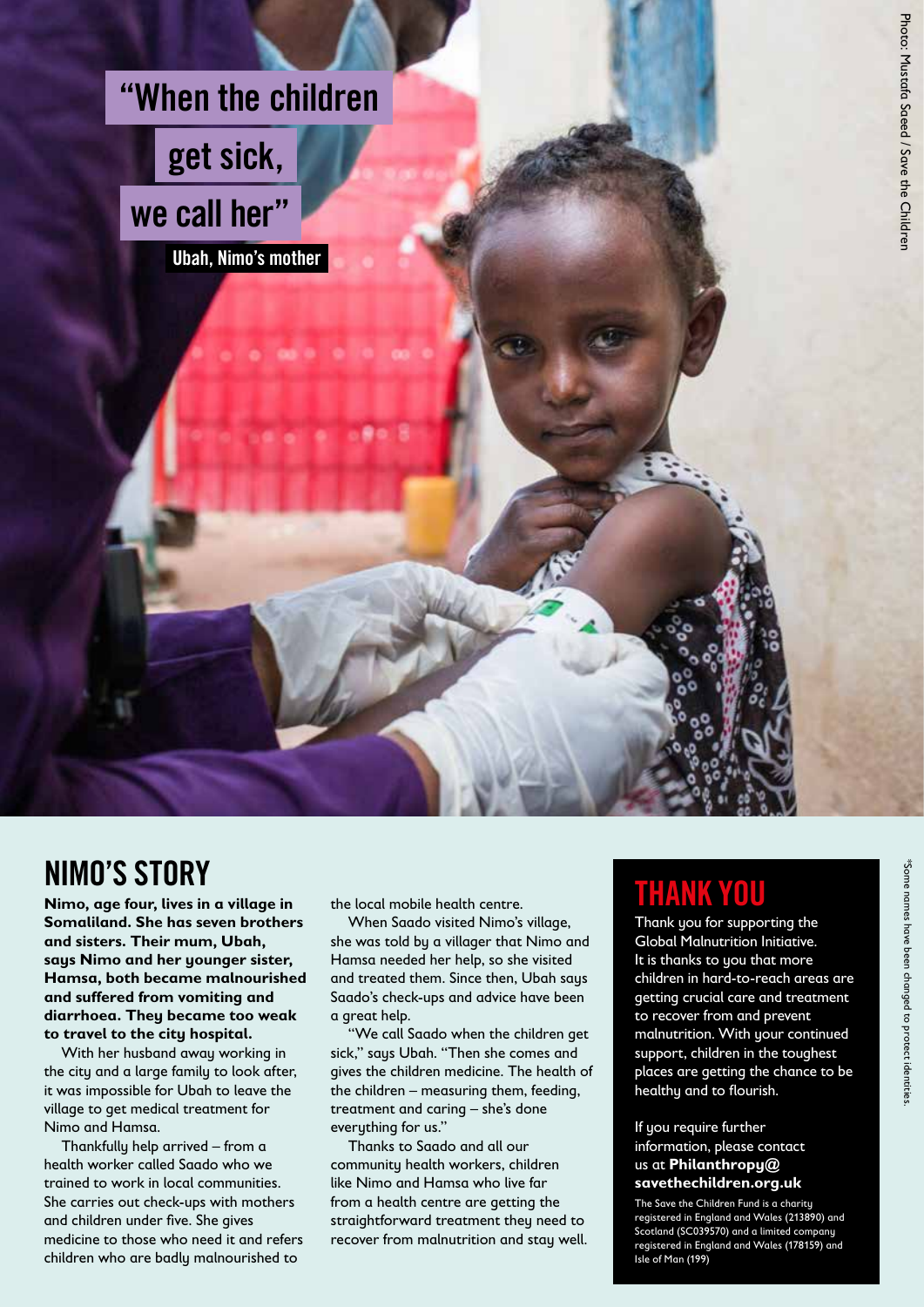"When the children get sick, we call her"

Ubah, Nimo's mother

Photo: Mustafa Saeed / Save the Children

## NIMO'S STORY

**Nimo, age four, lives in a village in Somaliland. She has seven brothers and sisters. Their mum, Ubah, says Nimo and her younger sister, Hamsa, both became malnourished and suffered from vomiting and diarrhoea. They became too weak to travel to the city hospital.**

With her husband away working in the city and a large family to look after, it was impossible for Ubah to leave the village to get medical treatment for Nimo and Hamsa.

Thankfully help arrived – from a health worker called Saado who we trained to work in local communities. She carries out check-ups with mothers and children under five. She gives medicine to those who need it and refers children who are badly malnourished to the local mobile health centre.

When Saado visited Nimo's village, she was told by a villager that Nimo and Hamsa needed her help, so she visited and treated them. Since then, Ubah says Saado's check-ups and advice have been a great help.

"We call Saado when the children get sick," says Ubah. "Then she comes and gives the children medicine. The health of the children – measuring them, feeding, treatment and caring – she's done everything for us."

Thanks to Saado and all our community health workers, children like Nimo and Hamsa who live far from a health centre are getting the straightforward treatment they need to recover from malnutrition and stay well.

## THANK YOU

Thank you for supporting the Global Malnutrition Initiative. It is thanks to you that more children in hard-to-reach areas are getting crucial care and treatment to recover from and prevent malnutrition. With your continued support, children in the toughest places are getting the chance to be healthy and to flourish.

If you require further information, please contact us at **Philanthropy@savethechildren.org.uk**

The Save the Children Fund is a charity registered in England and Wales (213890) and Scotland (SC039570) and a limited company registered in England and Wales (178159) and Isle of Man (199)

*Some names have been changed to protect identities.